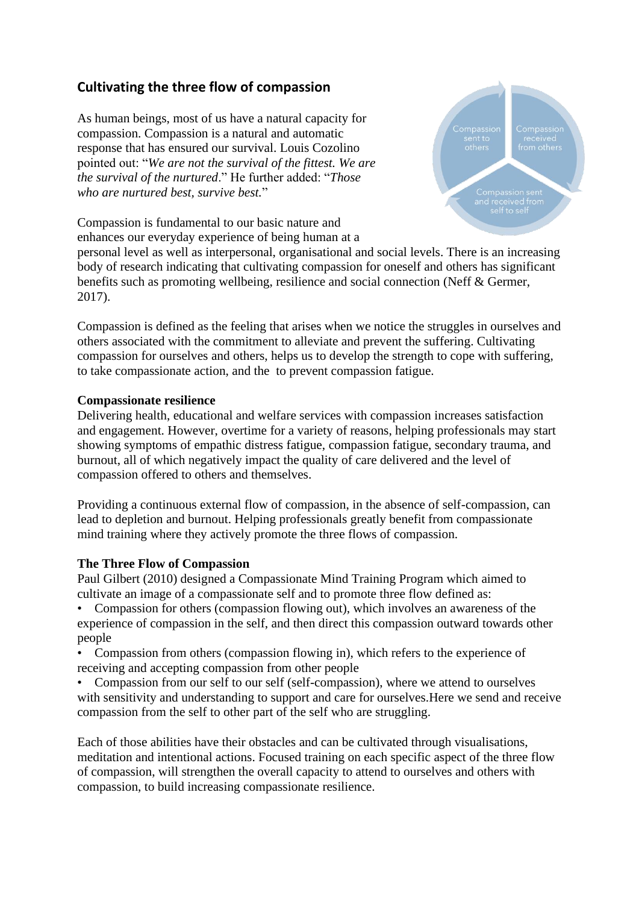## Cultivating the three flow of compassion

As human beings, most of us have a natural capacity for compassion. Compassion is a natural and automatic response that has ensured our survival. Louis Cozolino pointed out: "*We are not the survival of the fittest. We are the survival of the nurtured*." He further added: "*Those who are nurtured best, survive best.*"

Compassion sent to others

Compassion received from others

Compassion sent and received from self to self

Compassion is fundamental to our basic nature and enhances our everyday experience of being human at a personal level as well as interpersonal, organisational and social levels. There is an increasing body of research indicating that cultivating compassion for oneself and others has significant benefits such as promoting wellbeing, resilience and social connection (Neff & Germer, 2017).

Compassion is defined as the feeling that arises when we notice the struggles in ourselves and others associated with the commitment to alleviate and prevent the suffering. Cultivating compassion for ourselves and others, helps us to develop the strength to cope with suffering, to take compassionate action, and the  to prevent compassion fatigue.

**Compassionate resilience**
Delivering health, educational and welfare services with compassion increases satisfaction and engagement. However, overtime for a variety of reasons, helping professionals may start showing symptoms of empathic distress fatigue, compassion fatigue, secondary trauma, and burnout, all of which negatively impact the quality of care delivered and the level of compassion offered to others and themselves.

Providing a continuous external flow of compassion, in the absence of self-compassion, can lead to depletion and burnout. Helping professionals greatly benefit from compassionate mind training where they actively promote the three flows of compassion.

**The Three Flow of Compassion**
Paul Gilbert (2010) designed a Compassionate Mind Training Program which aimed to cultivate an image of a compassionate self and to promote three flow defined as:

- Compassion for others (compassion flowing out), which involves an awareness of the experience of compassion in the self, and then direct this compassion outward towards other people
- Compassion from others (compassion flowing in), which refers to the experience of receiving and accepting compassion from other people
- Compassion from our self to our self (self-compassion), where we attend to ourselves with sensitivity and understanding to support and care for ourselves.Here we send and receive compassion from the self to other part of the self who are struggling.

Each of those abilities have their obstacles and can be cultivated through visualisations, meditation and intentional actions. Focused training on each specific aspect of the three flow of compassion, will strengthen the overall capacity to attend to ourselves and others with compassion, to build increasing compassionate resilience.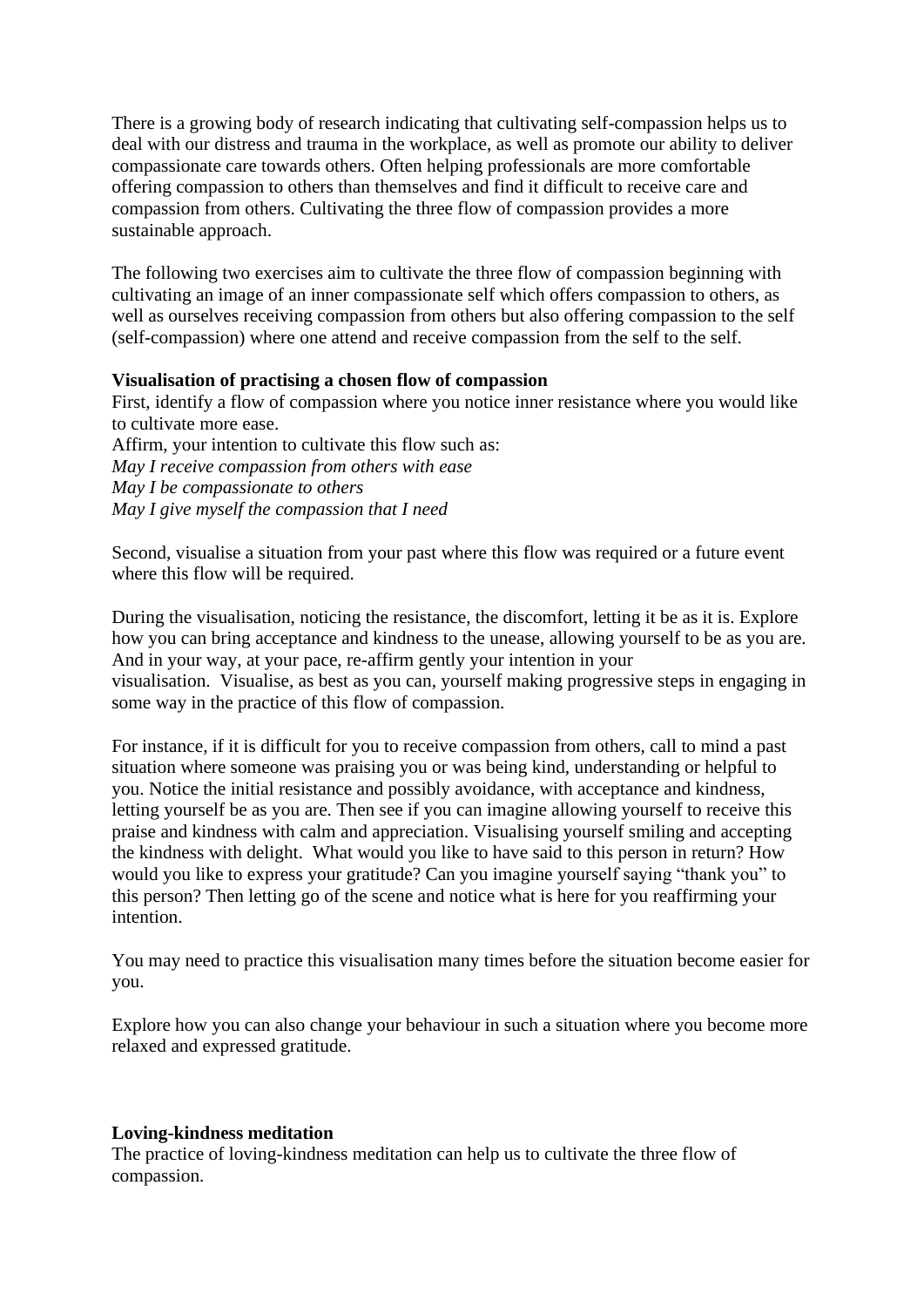There is a growing body of research indicating that cultivating self-compassion helps us to deal with our distress and trauma in the workplace, as well as promote our ability to deliver compassionate care towards others. Often helping professionals are more comfortable offering compassion to others than themselves and find it difficult to receive care and compassion from others. Cultivating the three flow of compassion provides a more sustainable approach.

The following two exercises aim to cultivate the three flow of compassion beginning with cultivating an image of an inner compassionate self which offers compassion to others, as well as ourselves receiving compassion from others but also offering compassion to the self (self-compassion) where one attend and receive compassion from the self to the self.

**Visualisation of practising a chosen flow of compassion**

First, identify a flow of compassion where you notice inner resistance where you would like to cultivate more ease.

Affirm, your intention to cultivate this flow such as:

*May I receive compassion from others with ease*

*May I be compassionate to others*

*May I give myself the compassion that I need*

Second, visualise a situation from your past where this flow was required or a future event where this flow will be required.

During the visualisation, noticing the resistance, the discomfort, letting it be as it is. Explore how you can bring acceptance and kindness to the unease, allowing yourself to be as you are. And in your way, at your pace, re-affirm gently your intention in your visualisation. Visualise, as best as you can, yourself making progressive steps in engaging in some way in the practice of this flow of compassion.

For instance, if it is difficult for you to receive compassion from others, call to mind a past situation where someone was praising you or was being kind, understanding or helpful to you. Notice the initial resistance and possibly avoidance, with acceptance and kindness, letting yourself be as you are. Then see if you can imagine allowing yourself to receive this praise and kindness with calm and appreciation. Visualising yourself smiling and accepting the kindness with delight. What would you like to have said to this person in return? How would you like to express your gratitude? Can you imagine yourself saying "thank you" to this person? Then letting go of the scene and notice what is here for you reaffirming your intention.

You may need to practice this visualisation many times before the situation become easier for you.

Explore how you can also change your behaviour in such a situation where you become more relaxed and expressed gratitude.

**Loving-kindness meditation**

The practice of loving-kindness meditation can help us to cultivate the three flow of compassion.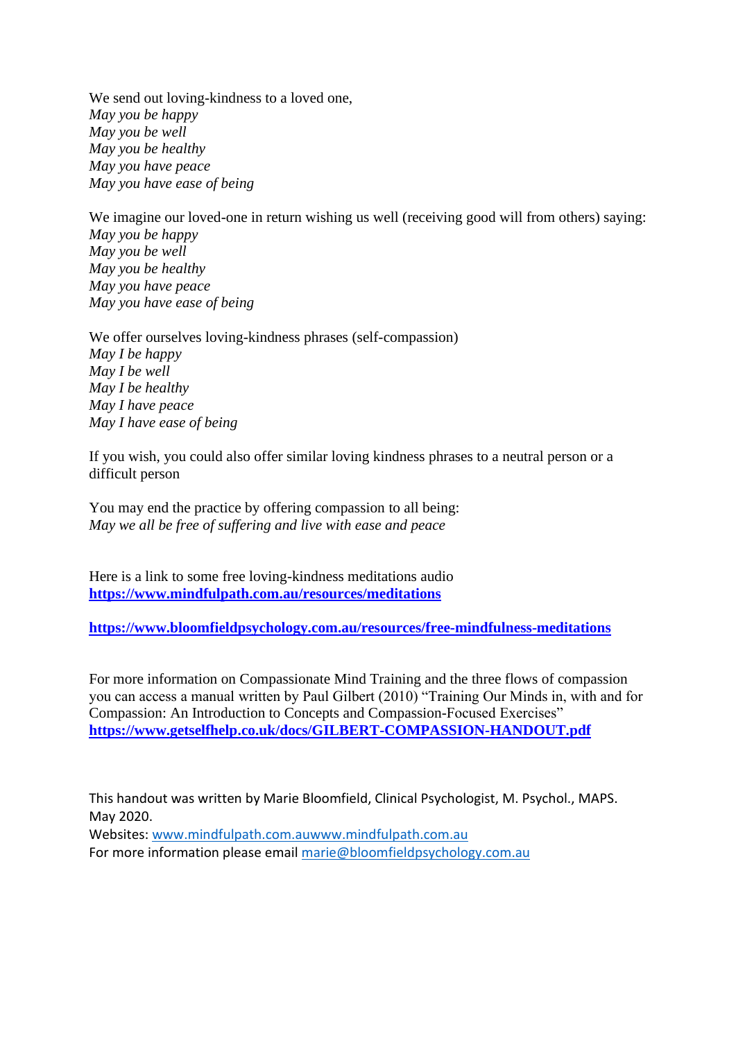We send out loving-kindness to a loved one,
*May you be happy*
*May you be well*
*May you be healthy*
*May you have peace*
*May you have ease of being*

We imagine our loved-one in return wishing us well (receiving good will from others) saying:
*May you be happy*
*May you be well*
*May you be healthy*
*May you have peace*
*May you have ease of being*

We offer ourselves loving-kindness phrases (self-compassion)
*May I be happy*
*May I be well*
*May I be healthy*
*May I have peace*
*May I have ease of being*

If you wish, you could also offer similar loving kindness phrases to a neutral person or a difficult person

You may end the practice by offering compassion to all being:
*May we all be free of suffering and live with ease and peace*

Here is a link to some free loving-kindness meditations audio
**https://www.mindfulpath.com.au/resources/meditations**

**https://www.bloomfieldpsychology.com.au/resources/free-mindfulness-meditations**

For more information on Compassionate Mind Training and the three flows of compassion you can access a manual written by Paul Gilbert (2010) "Training Our Minds in, with and for Compassion: An Introduction to Concepts and Compassion-Focused Exercises"
**https://www.getselfhelp.co.uk/docs/GILBERT-COMPASSION-HANDOUT.pdf**

This handout was written by Marie Bloomfield, Clinical Psychologist, M. Psychol., MAPS. May 2020.
Websites: www.mindfulpath.com.auwww.mindfulpath.com.au
For more information please email marie@bloomfieldpsychology.com.au